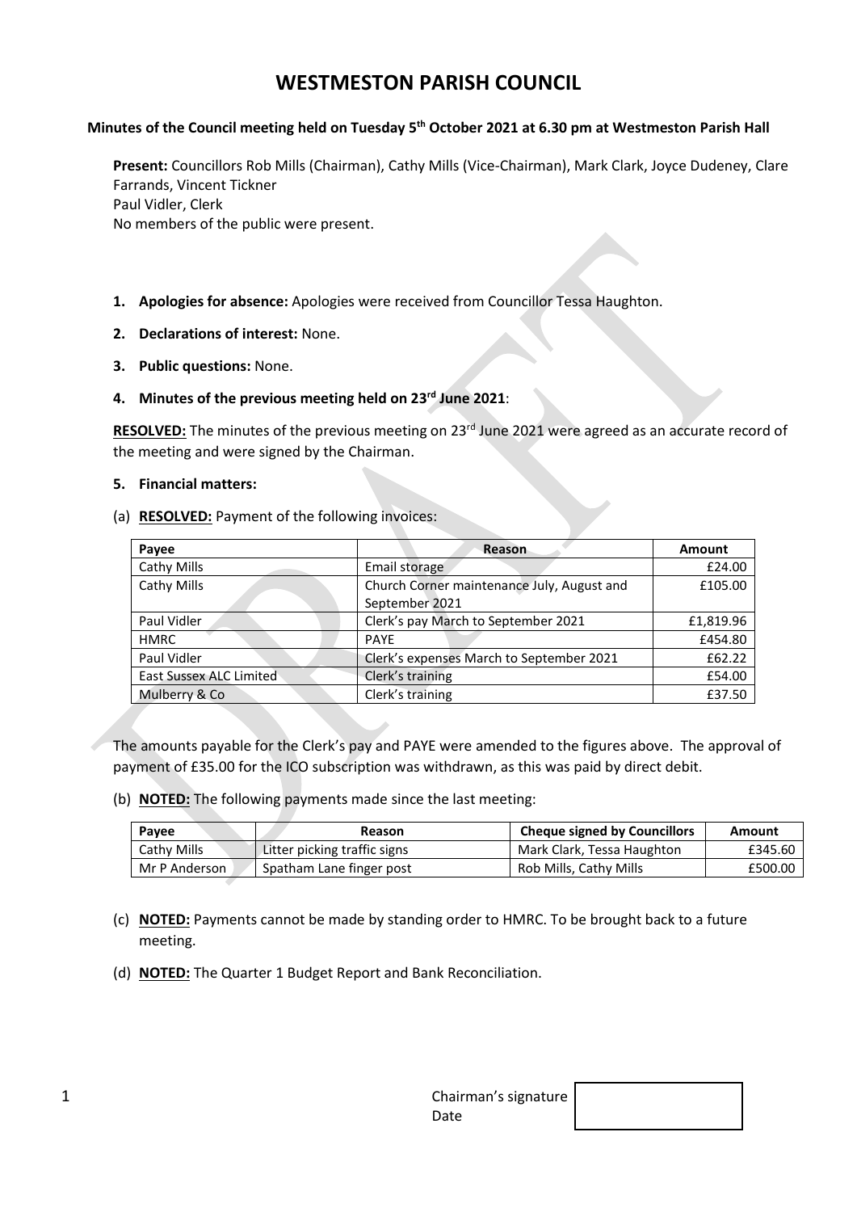# WESTMESTON PARISH COUNCIL

**Minutes of the Council meeting held on Tuesday 5th October 2021 at 6.30 pm at Westmeston Parish Hall**

**Present:** Councillors Rob Mills (Chairman), Cathy Mills (Vice-Chairman), Mark Clark, Joyce Dudeney, Clare Farrands, Vincent Tickner
Paul Vidler, Clerk
No members of the public were present.

1. **Apologies for absence:** Apologies were received from Councillor Tessa Haughton.
2. **Declarations of interest:** None.
3. **Public questions:** None.
4. **Minutes of the previous meeting held on 23rd June 2021**:

**RESOLVED:** The minutes of the previous meeting on 23rd June 2021 were agreed as an accurate record of the meeting and were signed by the Chairman.

5. **Financial matters:**

(a) **RESOLVED:** Payment of the following invoices:

| Payee | Reason | Amount |
|---|---|---|
| Cathy Mills | Email storage | £24.00 |
| Cathy Mills | Church Corner maintenance July, August and September 2021 | £105.00 |
| Paul Vidler | Clerk's pay March to September 2021 | £1,819.96 |
| HMRC | PAYE | £454.80 |
| Paul Vidler | Clerk's expenses March to September 2021 | £62.22 |
| East Sussex ALC Limited | Clerk's training | £54.00 |
| Mulberry & Co | Clerk's training | £37.50 |

The amounts payable for the Clerk's pay and PAYE were amended to the figures above. The approval of payment of £35.00 for the ICO subscription was withdrawn, as this was paid by direct debit.

(b) **NOTED:** The following payments made since the last meeting:

| Payee | Reason | Cheque signed by Councillors | Amount |
|---|---|---|---|
| Cathy Mills | Litter picking traffic signs | Mark Clark, Tessa Haughton | £345.60 |
| Mr P Anderson | Spatham Lane finger post | Rob Mills, Cathy Mills | £500.00 |

(c) **NOTED:** Payments cannot be made by standing order to HMRC. To be brought back to a future meeting.

(d) **NOTED:** The Quarter 1 Budget Report and Bank Reconciliation.

Chairman's signature
Date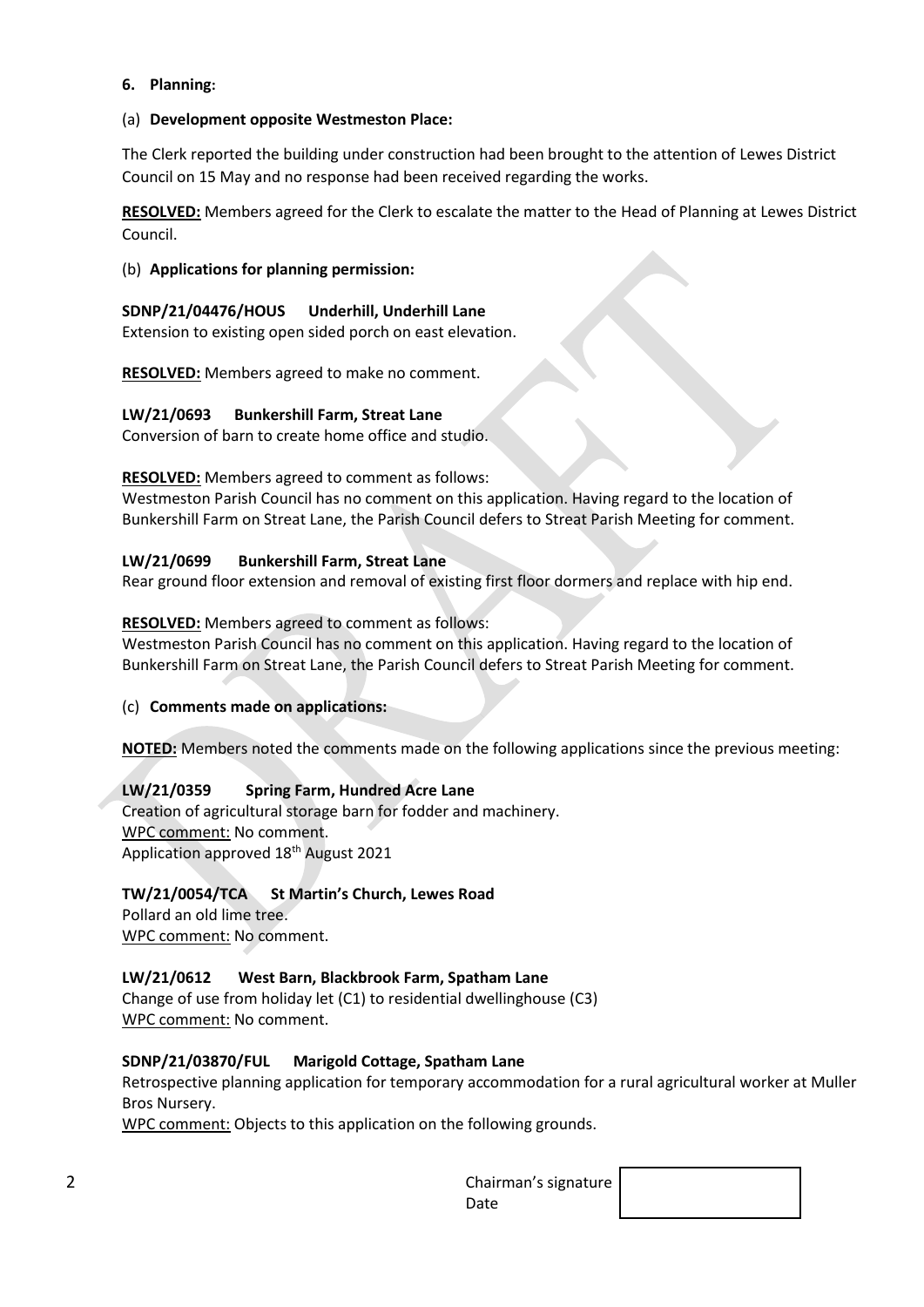**6. Planning:**

(a) **Development opposite Westmeston Place:**

The Clerk reported the building under construction had been brought to the attention of Lewes District Council on 15 May and no response had been received regarding the works.

**RESOLVED:** Members agreed for the Clerk to escalate the matter to the Head of Planning at Lewes District Council.

(b) **Applications for planning permission:**

**SDNP/21/04476/HOUS Underhill, Underhill Lane**
Extension to existing open sided porch on east elevation.

**RESOLVED:** Members agreed to make no comment.

**LW/21/0693 Bunkershill Farm, Streat Lane**
Conversion of barn to create home office and studio.

**RESOLVED:** Members agreed to comment as follows:
Westmeston Parish Council has no comment on this application. Having regard to the location of Bunkershill Farm on Streat Lane, the Parish Council defers to Streat Parish Meeting for comment.

**LW/21/0699 Bunkershill Farm, Streat Lane**
Rear ground floor extension and removal of existing first floor dormers and replace with hip end.

**RESOLVED:** Members agreed to comment as follows:
Westmeston Parish Council has no comment on this application. Having regard to the location of Bunkershill Farm on Streat Lane, the Parish Council defers to Streat Parish Meeting for comment.

(c) **Comments made on applications:**

**NOTED:** Members noted the comments made on the following applications since the previous meeting:

**LW/21/0359 Spring Farm, Hundred Acre Lane**
Creation of agricultural storage barn for fodder and machinery.
WPC comment: No comment.
Application approved 18th August 2021

**TW/21/0054/TCA St Martin's Church, Lewes Road**
Pollard an old lime tree.
WPC comment: No comment.

**LW/21/0612 West Barn, Blackbrook Farm, Spatham Lane**
Change of use from holiday let (C1) to residential dwellinghouse (C3)
WPC comment: No comment.

**SDNP/21/03870/FUL Marigold Cottage, Spatham Lane**
Retrospective planning application for temporary accommodation for a rural agricultural worker at Muller Bros Nursery.
WPC comment: Objects to this application on the following grounds.

Chairman's signature
Date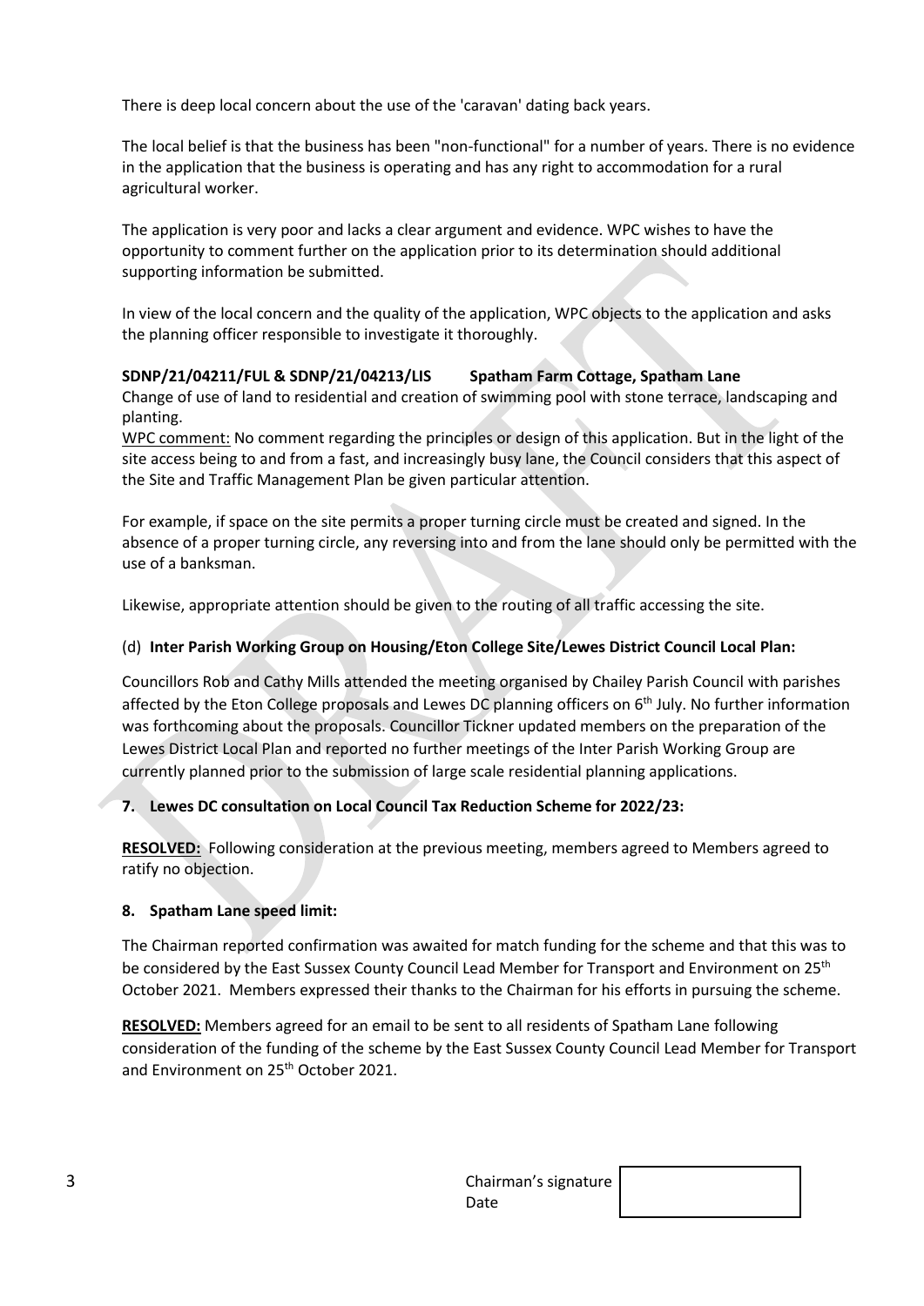There is deep local concern about the use of the 'caravan' dating back years.

The local belief is that the business has been "non-functional" for a number of years. There is no evidence in the application that the business is operating and has any right to accommodation for a rural agricultural worker.

The application is very poor and lacks a clear argument and evidence. WPC wishes to have the opportunity to comment further on the application prior to its determination should additional supporting information be submitted.

In view of the local concern and the quality of the application, WPC objects to the application and asks the planning officer responsible to investigate it thoroughly.

**SDNP/21/04211/FUL & SDNP/21/04213/LIS Spatham Farm Cottage, Spatham Lane**

Change of use of land to residential and creation of swimming pool with stone terrace, landscaping and planting.

WPC comment: No comment regarding the principles or design of this application. But in the light of the site access being to and from a fast, and increasingly busy lane, the Council considers that this aspect of the Site and Traffic Management Plan be given particular attention.

For example, if space on the site permits a proper turning circle must be created and signed. In the absence of a proper turning circle, any reversing into and from the lane should only be permitted with the use of a banksman.

Likewise, appropriate attention should be given to the routing of all traffic accessing the site.

(d) **Inter Parish Working Group on Housing/Eton College Site/Lewes District Council Local Plan:**

Councillors Rob and Cathy Mills attended the meeting organised by Chailey Parish Council with parishes affected by the Eton College proposals and Lewes DC planning officers on 6th July. No further information was forthcoming about the proposals. Councillor Tickner updated members on the preparation of the Lewes District Local Plan and reported no further meetings of the Inter Parish Working Group are currently planned prior to the submission of large scale residential planning applications.

## 7. Lewes DC consultation on Local Council Tax Reduction Scheme for 2022/23:

**RESOLVED:** Following consideration at the previous meeting, members agreed to Members agreed to ratify no objection.

## 8. Spatham Lane speed limit:

The Chairman reported confirmation was awaited for match funding for the scheme and that this was to be considered by the East Sussex County Council Lead Member for Transport and Environment on 25th October 2021. Members expressed their thanks to the Chairman for his efforts in pursuing the scheme.

**RESOLVED:** Members agreed for an email to be sent to all residents of Spatham Lane following consideration of the funding of the scheme by the East Sussex County Council Lead Member for Transport and Environment on 25th October 2021.

Chairman's signature
Date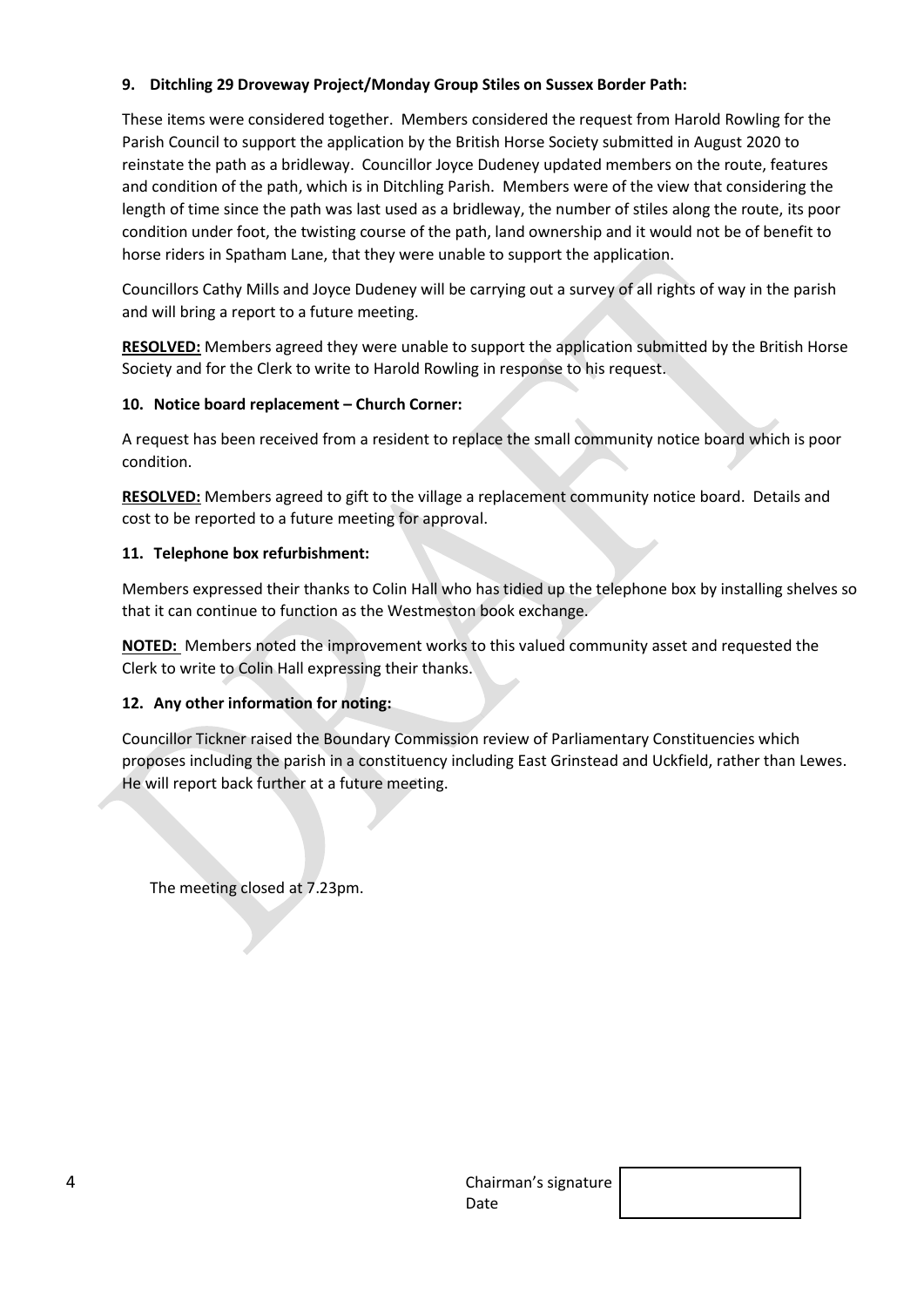**9. Ditchling 29 Droveway Project/Monday Group Stiles on Sussex Border Path:**

These items were considered together. Members considered the request from Harold Rowling for the Parish Council to support the application by the British Horse Society submitted in August 2020 to reinstate the path as a bridleway. Councillor Joyce Dudeney updated members on the route, features and condition of the path, which is in Ditchling Parish. Members were of the view that considering the length of time since the path was last used as a bridleway, the number of stiles along the route, its poor condition under foot, the twisting course of the path, land ownership and it would not be of benefit to horse riders in Spatham Lane, that they were unable to support the application.

Councillors Cathy Mills and Joyce Dudeney will be carrying out a survey of all rights of way in the parish and will bring a report to a future meeting.

**RESOLVED:** Members agreed they were unable to support the application submitted by the British Horse Society and for the Clerk to write to Harold Rowling in response to his request.

**10. Notice board replacement – Church Corner:**

A request has been received from a resident to replace the small community notice board which is poor condition.

**RESOLVED:** Members agreed to gift to the village a replacement community notice board. Details and cost to be reported to a future meeting for approval.

**11. Telephone box refurbishment:**

Members expressed their thanks to Colin Hall who has tidied up the telephone box by installing shelves so that it can continue to function as the Westmeston book exchange.

**NOTED:** Members noted the improvement works to this valued community asset and requested the Clerk to write to Colin Hall expressing their thanks.

**12. Any other information for noting:**

Councillor Tickner raised the Boundary Commission review of Parliamentary Constituencies which proposes including the parish in a constituency including East Grinstead and Uckfield, rather than Lewes. He will report back further at a future meeting.

The meeting closed at 7.23pm.

Chairman's signature
Date